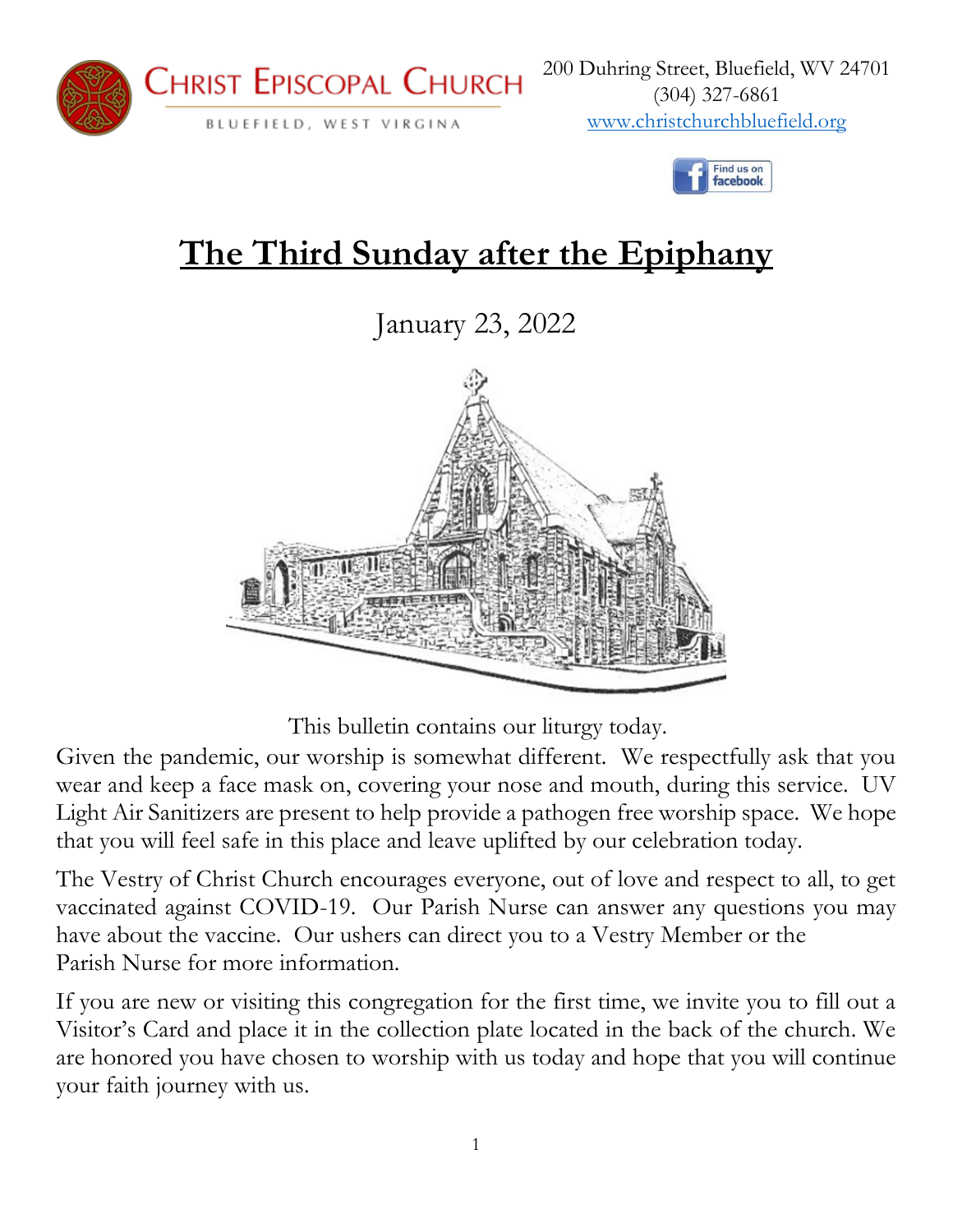Christ Episcopal Church

BLUEFIELD, WEST VIRGINIA

200 Duhring Street, Bluefield, WV 24701
(304) 327-6861
www.christchurchbluefield.org

Find us on facebook

# The Third Sunday after the Epiphany

January 23, 2022

This bulletin contains our liturgy today.

Given the pandemic, our worship is somewhat different. We respectfully ask that you wear and keep a face mask on, covering your nose and mouth, during this service. UV Light Air Sanitizers are present to help provide a pathogen free worship space. We hope that you will feel safe in this place and leave uplifted by our celebration today.

The Vestry of Christ Church encourages everyone, out of love and respect to all, to get vaccinated against COVID-19. Our Parish Nurse can answer any questions you may have about the vaccine. Our ushers can direct you to a Vestry Member or the Parish Nurse for more information.

If you are new or visiting this congregation for the first time, we invite you to fill out a Visitor's Card and place it in the collection plate located in the back of the church. We are honored you have chosen to worship with us today and hope that you will continue your faith journey with us.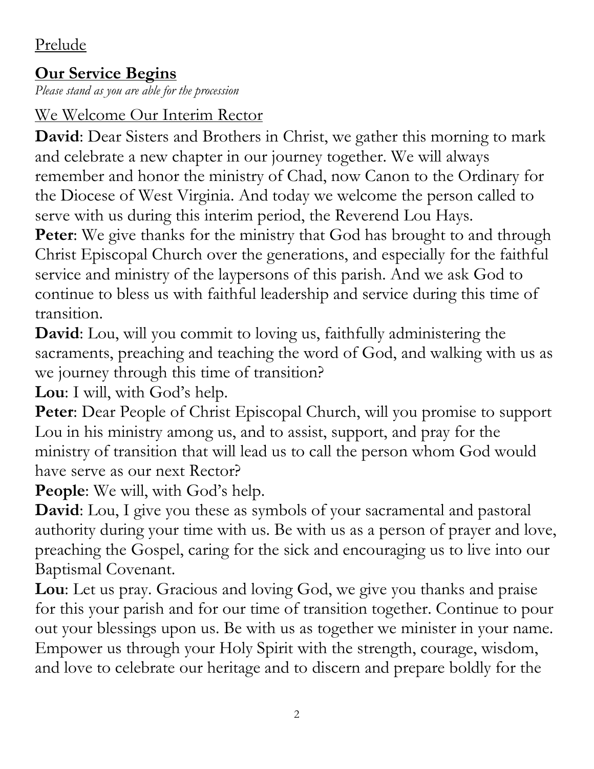Prelude

## **Our Service Begins**

*Please stand as you are able for the procession*

We Welcome Our Interim Rector

**David**: Dear Sisters and Brothers in Christ, we gather this morning to mark and celebrate a new chapter in our journey together. We will always remember and honor the ministry of Chad, now Canon to the Ordinary for the Diocese of West Virginia. And today we welcome the person called to serve with us during this interim period, the Reverend Lou Hays.

**Peter**: We give thanks for the ministry that God has brought to and through Christ Episcopal Church over the generations, and especially for the faithful service and ministry of the laypersons of this parish. And we ask God to continue to bless us with faithful leadership and service during this time of transition.

**David**: Lou, will you commit to loving us, faithfully administering the sacraments, preaching and teaching the word of God, and walking with us as we journey through this time of transition?

**Lou**: I will, with God's help.

**Peter**: Dear People of Christ Episcopal Church, will you promise to support Lou in his ministry among us, and to assist, support, and pray for the ministry of transition that will lead us to call the person whom God would have serve as our next Rector?

**People**: We will, with God's help.

**David**: Lou, I give you these as symbols of your sacramental and pastoral authority during your time with us. Be with us as a person of prayer and love, preaching the Gospel, caring for the sick and encouraging us to live into our Baptismal Covenant.

**Lou**: Let us pray. Gracious and loving God, we give you thanks and praise for this your parish and for our time of transition together. Continue to pour out your blessings upon us. Be with us as together we minister in your name. Empower us through your Holy Spirit with the strength, courage, wisdom, and love to celebrate our heritage and to discern and prepare boldly for the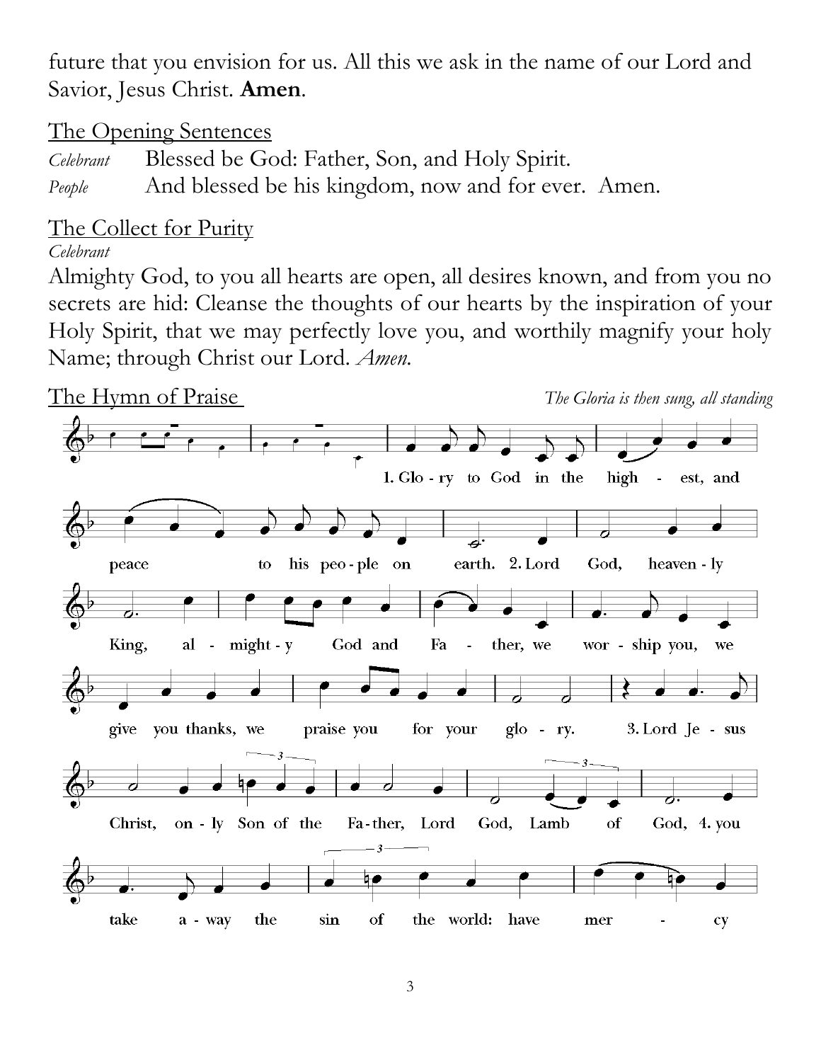future that you envision for us. All this we ask in the name of our Lord and Savior, Jesus Christ. **Amen**.

The Opening Sentences

*Celebrant* Blessed be God: Father, Son, and Holy Spirit.

*People* And blessed be his kingdom, now and for ever. Amen.

The Collect for Purity

*Celebrant*

Almighty God, to you all hearts are open, all desires known, and from you no secrets are hid: Cleanse the thoughts of our hearts by the inspiration of your Holy Spirit, that we may perfectly love you, and worthily magnify your holy Name; through Christ our Lord. *Amen.*

The Hymn of Praise *The Gloria is then sung, all standing*

1. Glo - ry to God in the high - est, and peace to his peo - ple on earth. 2. Lord God, heaven - ly King, al - might - y God and Fa - ther, we wor - ship you, we give you thanks, we praise you for your glo - ry. 3. Lord Je - sus Christ, on - ly Son of the Fa - ther, Lord God, Lamb of God, 4. you take a - way the sin of the world: have mer - cy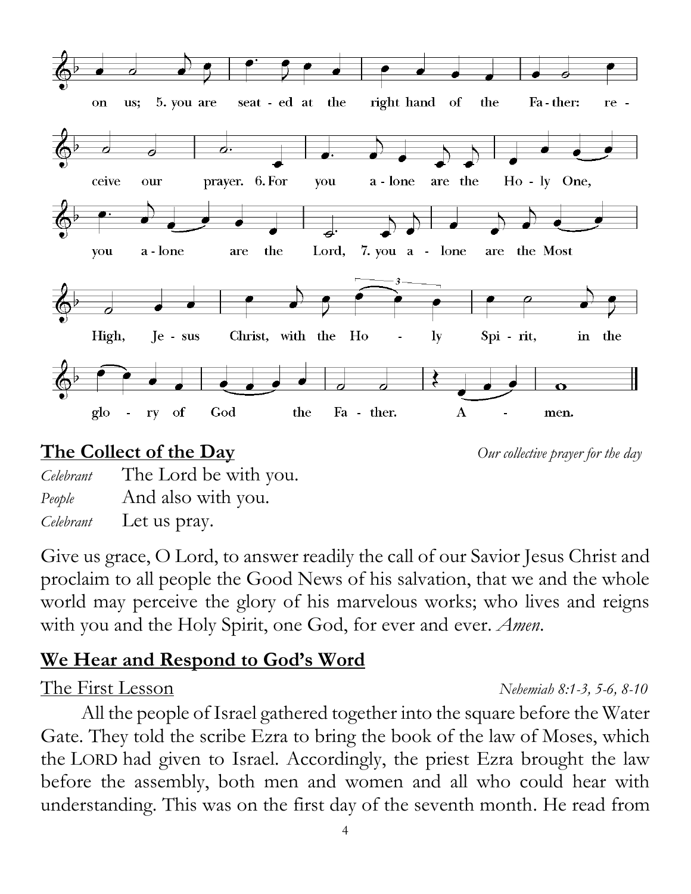on us; 5. you are seated at the right hand of the Father: receive our prayer. 6. For you alone are the Holy One, you alone are the Lord, 7. you alone are the Most High, Jesus Christ, with the Holy Spirit, in the glory of God the Father. Amen.

## The Collect of the Day

*Our collective prayer for the day*

*Celebrant* The Lord be with you.
*People* And also with you.
*Celebrant* Let us pray.

Give us grace, O Lord, to answer readily the call of our Savior Jesus Christ and proclaim to all people the Good News of his salvation, that we and the whole world may perceive the glory of his marvelous works; who lives and reigns with you and the Holy Spirit, one God, for ever and ever. *Amen.*

## We Hear and Respond to God's Word

The First Lesson *Nehemiah 8:1-3, 5-6, 8-10*

All the people of Israel gathered together into the square before the Water Gate. They told the scribe Ezra to bring the book of the law of Moses, which the LORD had given to Israel. Accordingly, the priest Ezra brought the law before the assembly, both men and women and all who could hear with understanding. This was on the first day of the seventh month. He read from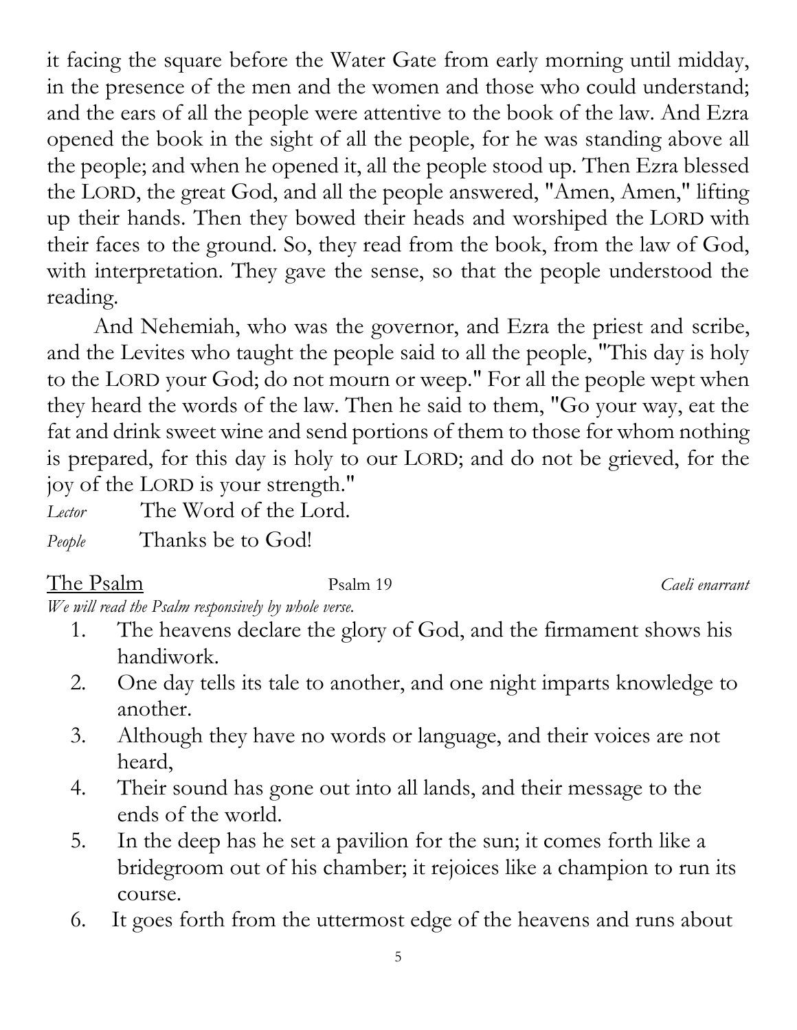it facing the square before the Water Gate from early morning until midday, in the presence of the men and the women and those who could understand; and the ears of all the people were attentive to the book of the law. And Ezra opened the book in the sight of all the people, for he was standing above all the people; and when he opened it, all the people stood up. Then Ezra blessed the LORD, the great God, and all the people answered, "Amen, Amen," lifting up their hands. Then they bowed their heads and worshiped the LORD with their faces to the ground. So, they read from the book, from the law of God, with interpretation. They gave the sense, so that the people understood the reading.

And Nehemiah, who was the governor, and Ezra the priest and scribe, and the Levites who taught the people said to all the people, "This day is holy to the LORD your God; do not mourn or weep." For all the people wept when they heard the words of the law. Then he said to them, "Go your way, eat the fat and drink sweet wine and send portions of them to those for whom nothing is prepared, for this day is holy to our LORD; and do not be grieved, for the joy of the LORD is your strength."

*Lector* The Word of the Lord.

*People* Thanks be to God!

The Psalm — Psalm 19 — *Caeli enarrant*

*We will read the Psalm responsively by whole verse.*

1. The heavens declare the glory of God, and the firmament shows his handiwork.
2. One day tells its tale to another, and one night imparts knowledge to another.
3. Although they have no words or language, and their voices are not heard,
4. Their sound has gone out into all lands, and their message to the ends of the world.
5. In the deep has he set a pavilion for the sun; it comes forth like a bridegroom out of his chamber; it rejoices like a champion to run its course.
6. It goes forth from the uttermost edge of the heavens and runs about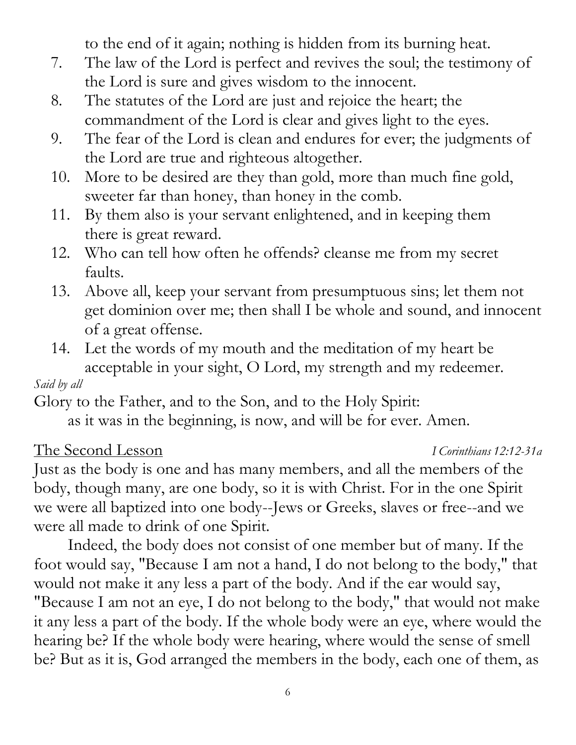to the end of it again; nothing is hidden from its burning heat.

7. The law of the Lord is perfect and revives the soul; the testimony of the Lord is sure and gives wisdom to the innocent.
8. The statutes of the Lord are just and rejoice the heart; the commandment of the Lord is clear and gives light to the eyes.
9. The fear of the Lord is clean and endures for ever; the judgments of the Lord are true and righteous altogether.
10. More to be desired are they than gold, more than much fine gold, sweeter far than honey, than honey in the comb.
11. By them also is your servant enlightened, and in keeping them there is great reward.
12. Who can tell how often he offends? cleanse me from my secret faults.
13. Above all, keep your servant from presumptuous sins; let them not get dominion over me; then shall I be whole and sound, and innocent of a great offense.
14. Let the words of my mouth and the meditation of my heart be acceptable in your sight, O Lord, my strength and my redeemer.

*Said by all*

Glory to the Father, and to the Son, and to the Holy Spirit:
as it was in the beginning, is now, and will be for ever. Amen.

<u>The Second Lesson</u> *I Corinthians 12:12-31a*

Just as the body is one and has many members, and all the members of the body, though many, are one body, so it is with Christ. For in the one Spirit we were all baptized into one body--Jews or Greeks, slaves or free--and we were all made to drink of one Spirit.

Indeed, the body does not consist of one member but of many. If the foot would say, "Because I am not a hand, I do not belong to the body," that would not make it any less a part of the body. And if the ear would say, "Because I am not an eye, I do not belong to the body," that would not make it any less a part of the body. If the whole body were an eye, where would the hearing be? If the whole body were hearing, where would the sense of smell be? But as it is, God arranged the members in the body, each one of them, as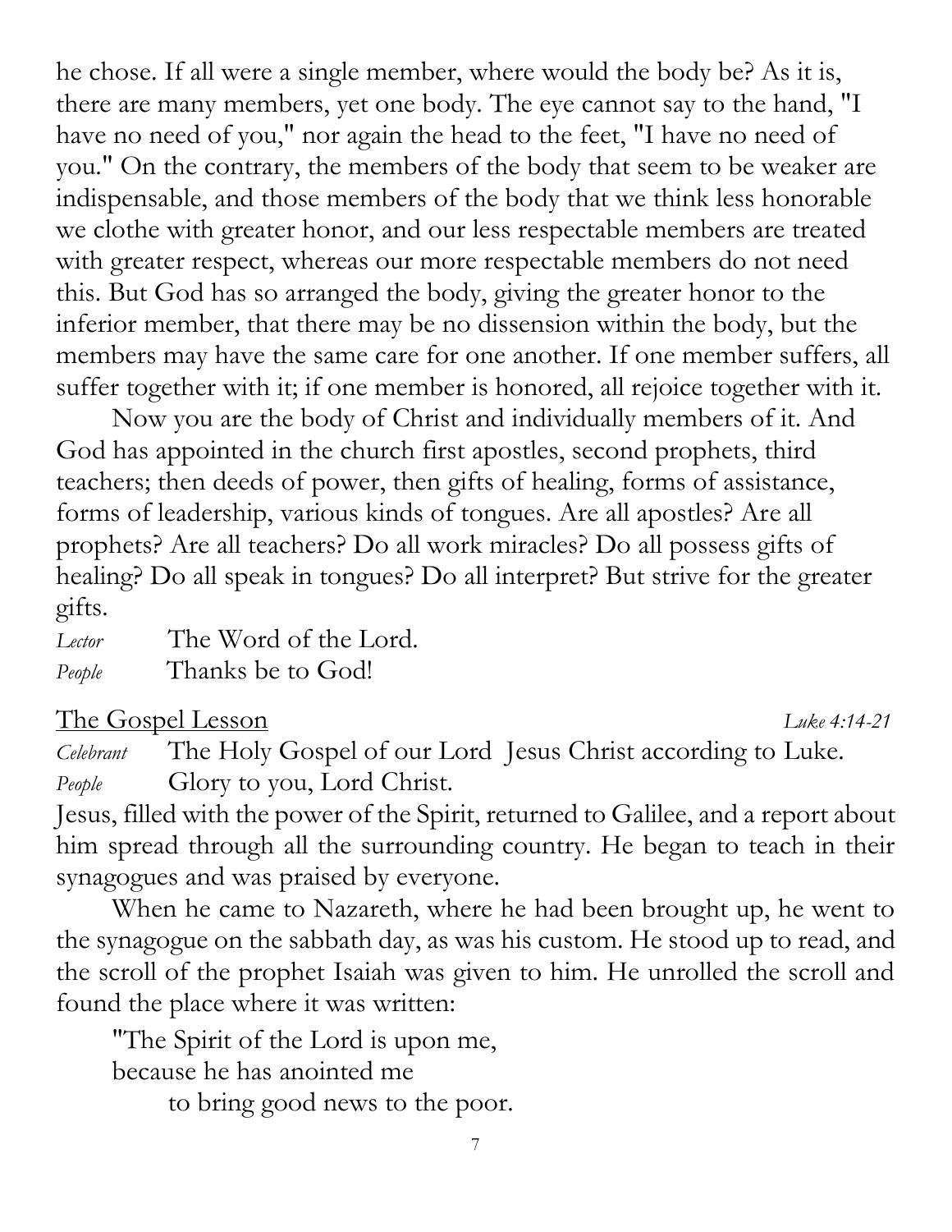he chose. If all were a single member, where would the body be? As it is, there are many members, yet one body. The eye cannot say to the hand, "I have no need of you," nor again the head to the feet, "I have no need of you." On the contrary, the members of the body that seem to be weaker are indispensable, and those members of the body that we think less honorable we clothe with greater honor, and our less respectable members are treated with greater respect, whereas our more respectable members do not need this. But God has so arranged the body, giving the greater honor to the inferior member, that there may be no dissension within the body, but the members may have the same care for one another. If one member suffers, all suffer together with it; if one member is honored, all rejoice together with it.

Now you are the body of Christ and individually members of it. And God has appointed in the church first apostles, second prophets, third teachers; then deeds of power, then gifts of healing, forms of assistance, forms of leadership, various kinds of tongues. Are all apostles? Are all prophets? Are all teachers? Do all work miracles? Do all possess gifts of healing? Do all speak in tongues? Do all interpret? But strive for the greater gifts.

*Lector* The Word of the Lord.
*People* **Thanks be to God!**

<u>The Gospel Lesson</u> *Luke 4:14-21*

*Celebrant* The Holy Gospel of our Lord Jesus Christ according to Luke.
*People* **Glory to you, Lord Christ.**

Jesus, filled with the power of the Spirit, returned to Galilee, and a report about him spread through all the surrounding country. He began to teach in their synagogues and was praised by everyone.

When he came to Nazareth, where he had been brought up, he went to the synagogue on the sabbath day, as was his custom. He stood up to read, and the scroll of the prophet Isaiah was given to him. He unrolled the scroll and found the place where it was written:

"The Spirit of the Lord is upon me,
because he has anointed me
to bring good news to the poor.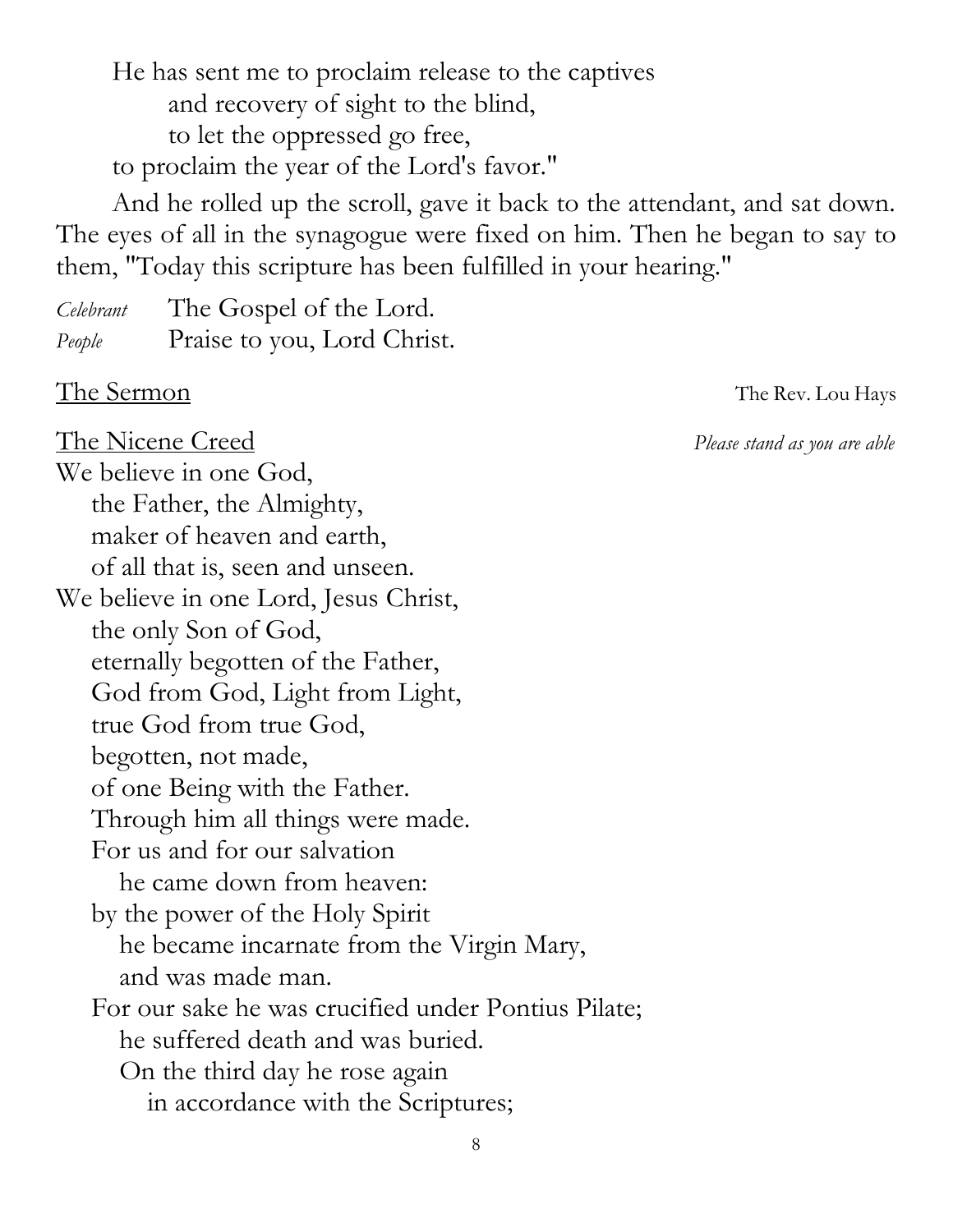He has sent me to proclaim release to the captives
  and recovery of sight to the blind,
  to let the oppressed go free,
to proclaim the year of the Lord's favor."

And he rolled up the scroll, gave it back to the attendant, and sat down. The eyes of all in the synagogue were fixed on him. Then he began to say to them, "Today this scripture has been fulfilled in your hearing."

*Celebrant* The Gospel of the Lord.
*People* Praise to you, Lord Christ.

The Sermon — The Rev. Lou Hays

The Nicene Creed — *Please stand as you are able*

We believe in one God,
  the Father, the Almighty,
  maker of heaven and earth,
  of all that is, seen and unseen.
We believe in one Lord, Jesus Christ,
  the only Son of God,
  eternally begotten of the Father,
  God from God, Light from Light,
  true God from true God,
  begotten, not made,
  of one Being with the Father.
  Through him all things were made.
  For us and for our salvation
    he came down from heaven:
  by the power of the Holy Spirit
    he became incarnate from the Virgin Mary,
    and was made man.
  For our sake he was crucified under Pontius Pilate;
    he suffered death and was buried.
    On the third day he rose again
      in accordance with the Scriptures;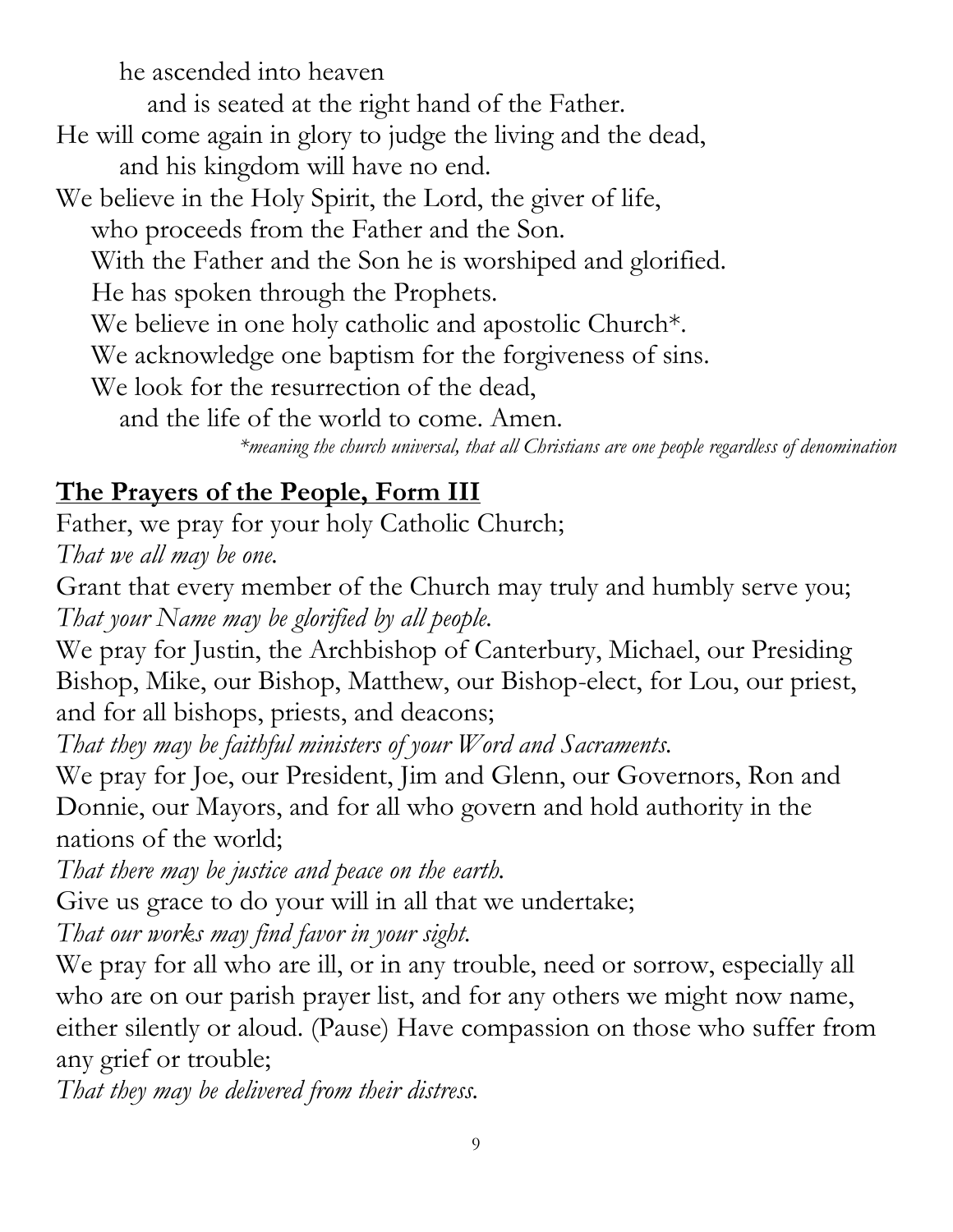he ascended into heaven
and is seated at the right hand of the Father.
He will come again in glory to judge the living and the dead,
and his kingdom will have no end.
We believe in the Holy Spirit, the Lord, the giver of life,
who proceeds from the Father and the Son.
With the Father and the Son he is worshiped and glorified.
He has spoken through the Prophets.
We believe in one holy catholic and apostolic Church*.
We acknowledge one baptism for the forgiveness of sins.
We look for the resurrection of the dead,
and the life of the world to come. Amen.

*\*meaning the church universal, that all Christians are one people regardless of denomination*

## The Prayers of the People, Form III

Father, we pray for your holy Catholic Church;
*That we all may be one.*
Grant that every member of the Church may truly and humbly serve you;
*That your Name may be glorified by all people.*
We pray for Justin, the Archbishop of Canterbury, Michael, our Presiding Bishop, Mike, our Bishop, Matthew, our Bishop-elect, for Lou, our priest, and for all bishops, priests, and deacons;
*That they may be faithful ministers of your Word and Sacraments.*
We pray for Joe, our President, Jim and Glenn, our Governors, Ron and Donnie, our Mayors, and for all who govern and hold authority in the nations of the world;
*That there may be justice and peace on the earth.*
Give us grace to do your will in all that we undertake;
*That our works may find favor in your sight.*
We pray for all who are ill, or in any trouble, need or sorrow, especially all who are on our parish prayer list, and for any others we might now name, either silently or aloud. (Pause) Have compassion on those who suffer from any grief or trouble;
*That they may be delivered from their distress.*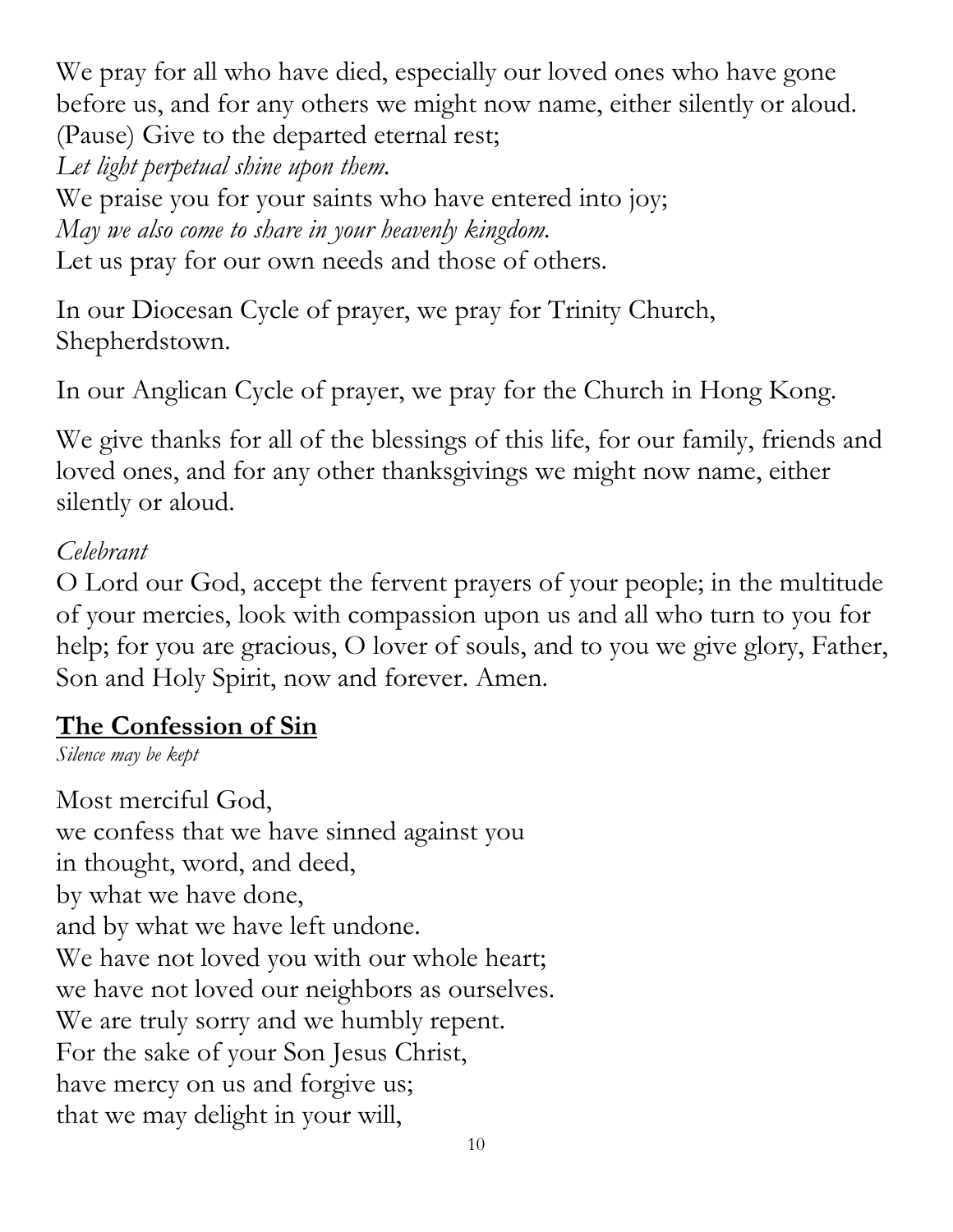We pray for all who have died, especially our loved ones who have gone before us, and for any others we might now name, either silently or aloud. (Pause) Give to the departed eternal rest;
*Let light perpetual shine upon them.*
We praise you for your saints who have entered into joy;
*May we also come to share in your heavenly kingdom.*
Let us pray for our own needs and those of others.

In our Diocesan Cycle of prayer, we pray for Trinity Church, Shepherdstown.

In our Anglican Cycle of prayer, we pray for the Church in Hong Kong.

We give thanks for all of the blessings of this life, for our family, friends and loved ones, and for any other thanksgivings we might now name, either silently or aloud.

*Celebrant*
O Lord our God, accept the fervent prayers of your people; in the multitude of your mercies, look with compassion upon us and all who turn to you for help; for you are gracious, O lover of souls, and to you we give glory, Father, Son and Holy Spirit, now and forever. Amen.

## **The Confession of Sin**

*Silence may be kept*

Most merciful God,
we confess that we have sinned against you
in thought, word, and deed,
by what we have done,
and by what we have left undone.
We have not loved you with our whole heart;
we have not loved our neighbors as ourselves.
We are truly sorry and we humbly repent.
For the sake of your Son Jesus Christ,
have mercy on us and forgive us;
that we may delight in your will,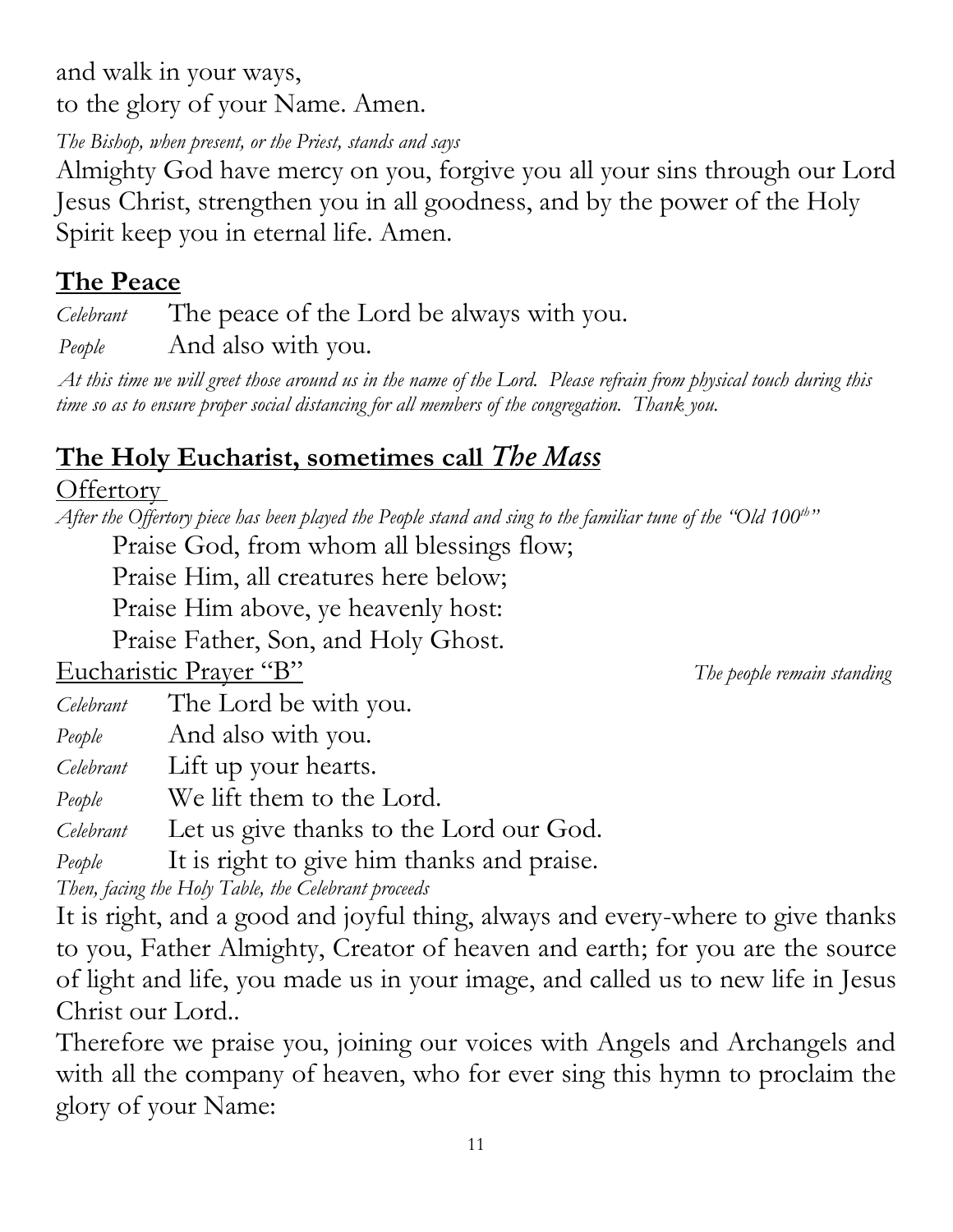and walk in your ways,
to the glory of your Name. Amen.

*The Bishop, when present, or the Priest, stands and says*

Almighty God have mercy on you, forgive you all your sins through our Lord Jesus Christ, strengthen you in all goodness, and by the power of the Holy Spirit keep you in eternal life. Amen.

## **The Peace**

*Celebrant* The peace of the Lord be always with you.

*People* And also with you.

*At this time we will greet those around us in the name of the Lord. Please refrain from physical touch during this time so as to ensure proper social distancing for all members of the congregation. Thank you.*

## **The Holy Eucharist, sometimes call *The Mass***

Offertory

*After the Offertory piece has been played the People stand and sing to the familiar tune of the "Old 100th"*

Praise God, from whom all blessings flow;
Praise Him, all creatures here below;
Praise Him above, ye heavenly host:
Praise Father, Son, and Holy Ghost.

Eucharistic Prayer "B" *The people remain standing*

*Celebrant* The Lord be with you.

*People* And also with you.

*Celebrant* Lift up your hearts.

*People* We lift them to the Lord.

*Celebrant* Let us give thanks to the Lord our God.

*People* It is right to give him thanks and praise.

*Then, facing the Holy Table, the Celebrant proceeds*

It is right, and a good and joyful thing, always and every-where to give thanks to you, Father Almighty, Creator of heaven and earth; for you are the source of light and life, you made us in your image, and called us to new life in Jesus Christ our Lord..

Therefore we praise you, joining our voices with Angels and Archangels and with all the company of heaven, who for ever sing this hymn to proclaim the glory of your Name: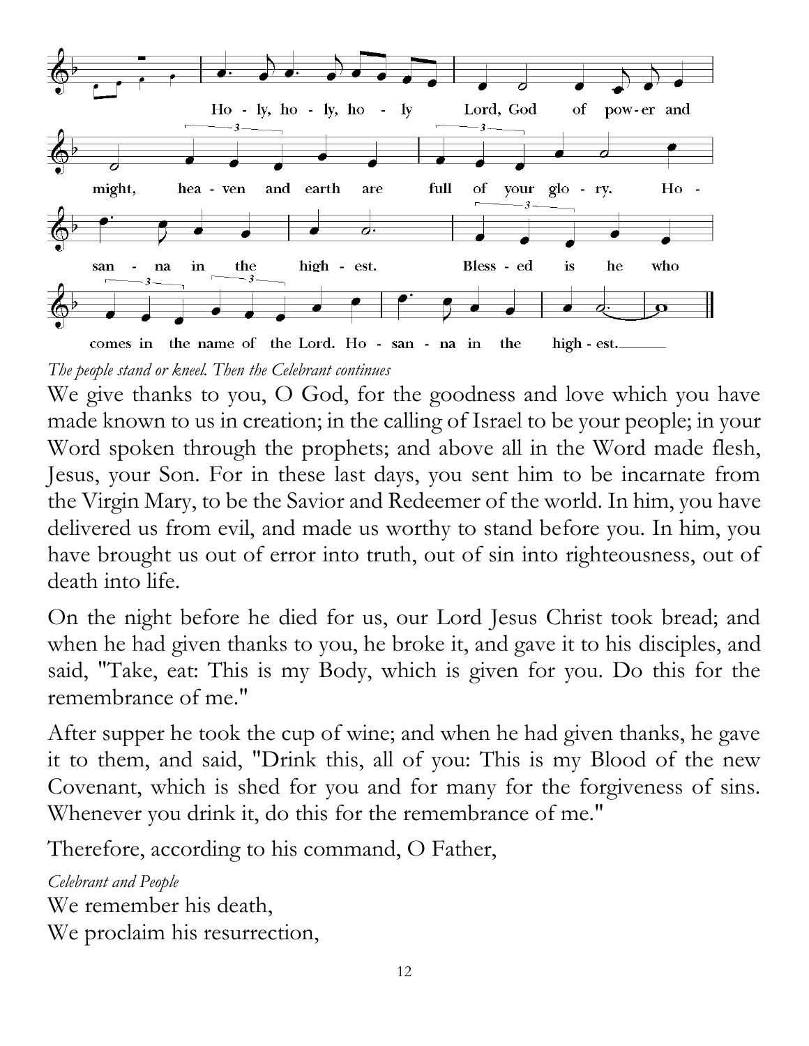Holy, holy, holy Lord, God of power and might, heaven and earth are full of your glory. Hosanna in the highest. Blessed is he who comes in the name of the Lord. Hosanna in the highest.

*The people stand or kneel. Then the Celebrant continues*

We give thanks to you, O God, for the goodness and love which you have made known to us in creation; in the calling of Israel to be your people; in your Word spoken through the prophets; and above all in the Word made flesh, Jesus, your Son. For in these last days, you sent him to be incarnate from the Virgin Mary, to be the Savior and Redeemer of the world. In him, you have delivered us from evil, and made us worthy to stand before you. In him, you have brought us out of error into truth, out of sin into righteousness, out of death into life.

On the night before he died for us, our Lord Jesus Christ took bread; and when he had given thanks to you, he broke it, and gave it to his disciples, and said, "Take, eat: This is my Body, which is given for you. Do this for the remembrance of me."

After supper he took the cup of wine; and when he had given thanks, he gave it to them, and said, "Drink this, all of you: This is my Blood of the new Covenant, which is shed for you and for many for the forgiveness of sins. Whenever you drink it, do this for the remembrance of me."

Therefore, according to his command, O Father,

*Celebrant and People*

We remember his death,
We proclaim his resurrection,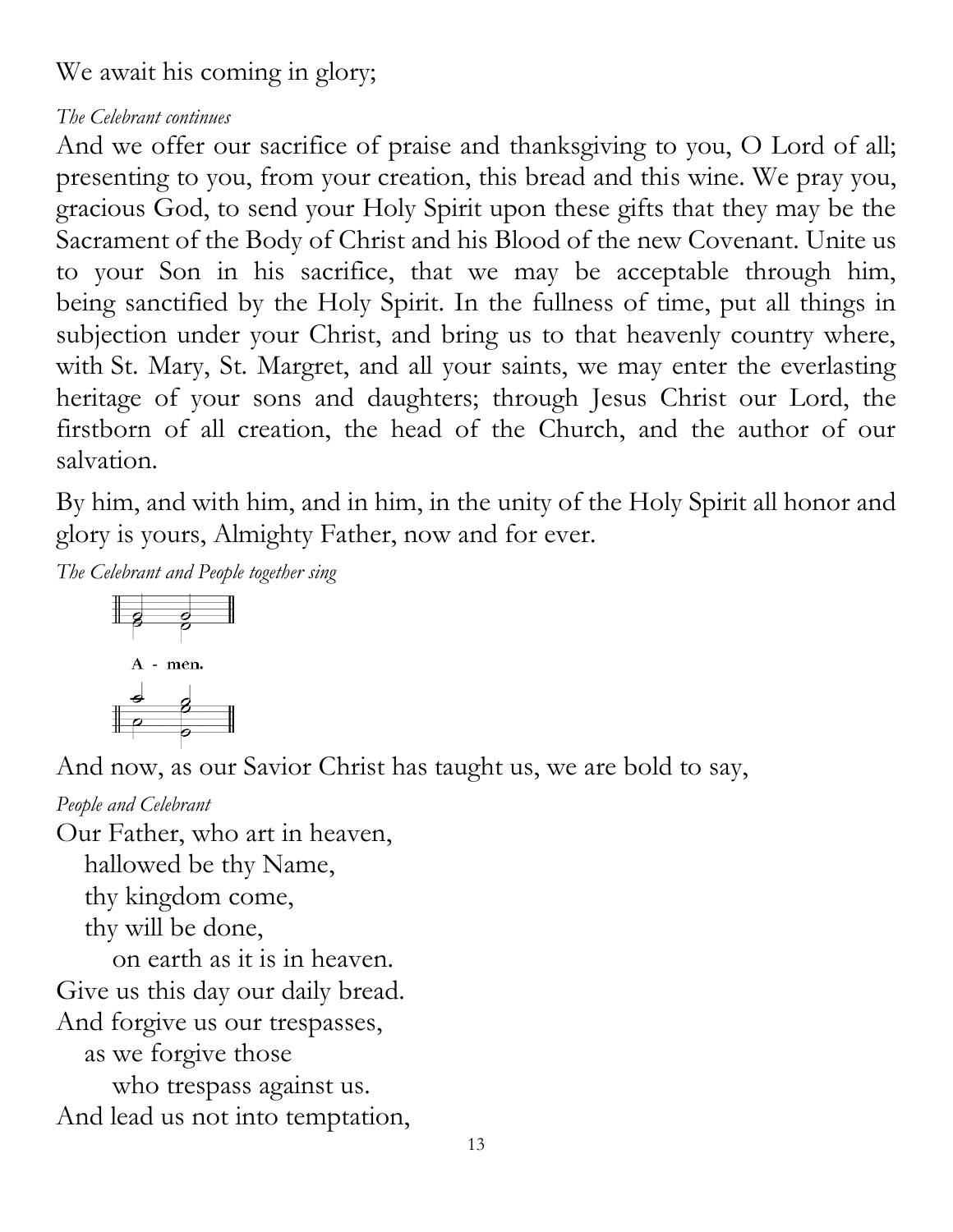We await his coming in glory;

*The Celebrant continues*

And we offer our sacrifice of praise and thanksgiving to you, O Lord of all; presenting to you, from your creation, this bread and this wine. We pray you, gracious God, to send your Holy Spirit upon these gifts that they may be the Sacrament of the Body of Christ and his Blood of the new Covenant. Unite us to your Son in his sacrifice, that we may be acceptable through him, being sanctified by the Holy Spirit. In the fullness of time, put all things in subjection under your Christ, and bring us to that heavenly country where, with St. Mary, St. Margret, and all your saints, we may enter the everlasting heritage of your sons and daughters; through Jesus Christ our Lord, the firstborn of all creation, the head of the Church, and the author of our salvation.

By him, and with him, and in him, in the unity of the Holy Spirit all honor and glory is yours, Almighty Father, now and for ever.

*The Celebrant and People together sing*

A - men.

And now, as our Savior Christ has taught us, we are bold to say,

*People and Celebrant*

Our Father, who art in heaven,
  hallowed be thy Name,
  thy kingdom come,
  thy will be done,
    on earth as it is in heaven.
Give us this day our daily bread.
And forgive us our trespasses,
  as we forgive those
    who trespass against us.
And lead us not into temptation,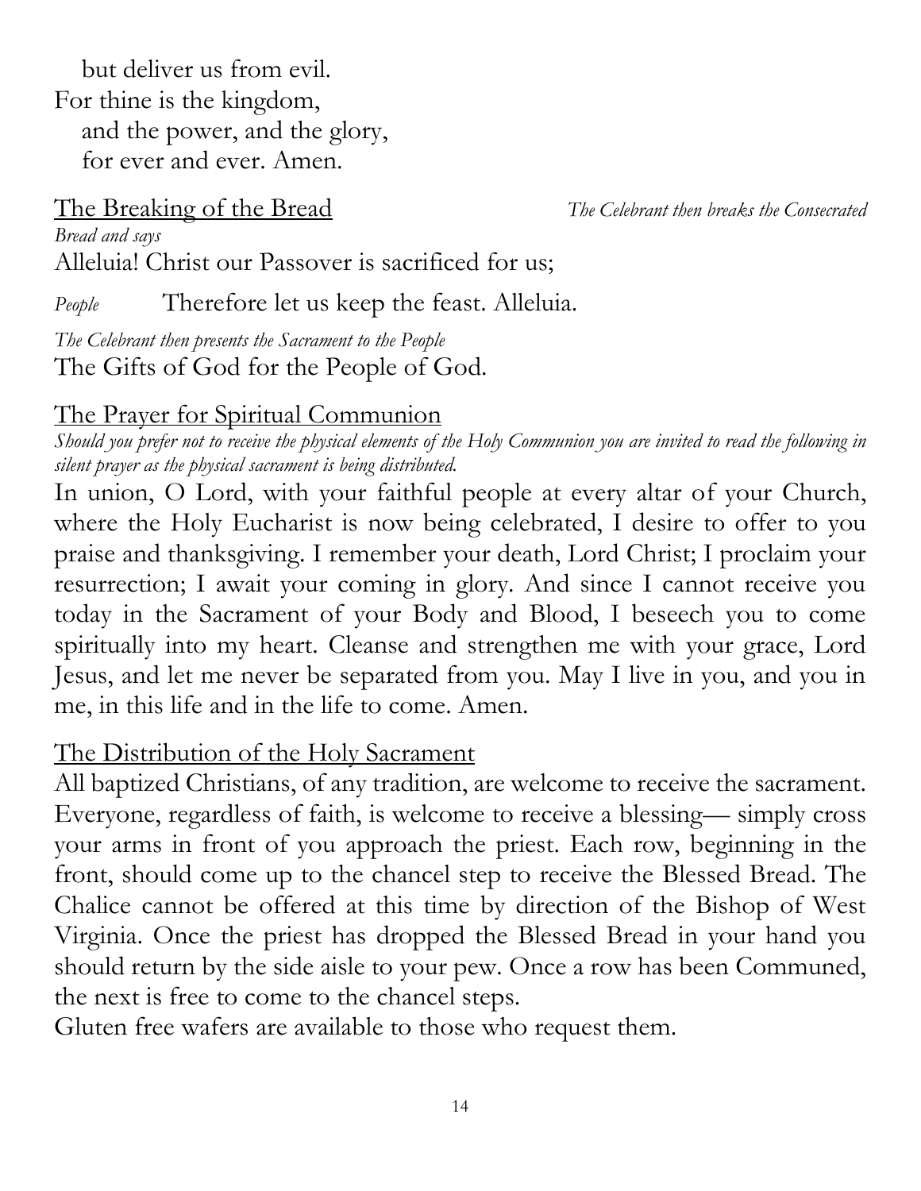but deliver us from evil.
For thine is the kingdom,
and the power, and the glory,
for ever and ever. Amen.

<u>The Breaking of the Bread</u> *The Celebrant then breaks the Consecrated Bread and says*

Alleluia! Christ our Passover is sacrificed for us;

*People* Therefore let us keep the feast. Alleluia.

*The Celebrant then presents the Sacrament to the People*

The Gifts of God for the People of God.

<u>The Prayer for Spiritual Communion</u>

*Should you prefer not to receive the physical elements of the Holy Communion you are invited to read the following in silent prayer as the physical sacrament is being distributed.*

In union, O Lord, with your faithful people at every altar of your Church, where the Holy Eucharist is now being celebrated, I desire to offer to you praise and thanksgiving. I remember your death, Lord Christ; I proclaim your resurrection; I await your coming in glory. And since I cannot receive you today in the Sacrament of your Body and Blood, I beseech you to come spiritually into my heart. Cleanse and strengthen me with your grace, Lord Jesus, and let me never be separated from you. May I live in you, and you in me, in this life and in the life to come. Amen.

<u>The Distribution of the Holy Sacrament</u>

All baptized Christians, of any tradition, are welcome to receive the sacrament. Everyone, regardless of faith, is welcome to receive a blessing— simply cross your arms in front of you approach the priest. Each row, beginning in the front, should come up to the chancel step to receive the Blessed Bread. The Chalice cannot be offered at this time by direction of the Bishop of West Virginia. Once the priest has dropped the Blessed Bread in your hand you should return by the side aisle to your pew. Once a row has been Communed, the next is free to come to the chancel steps.

Gluten free wafers are available to those who request them.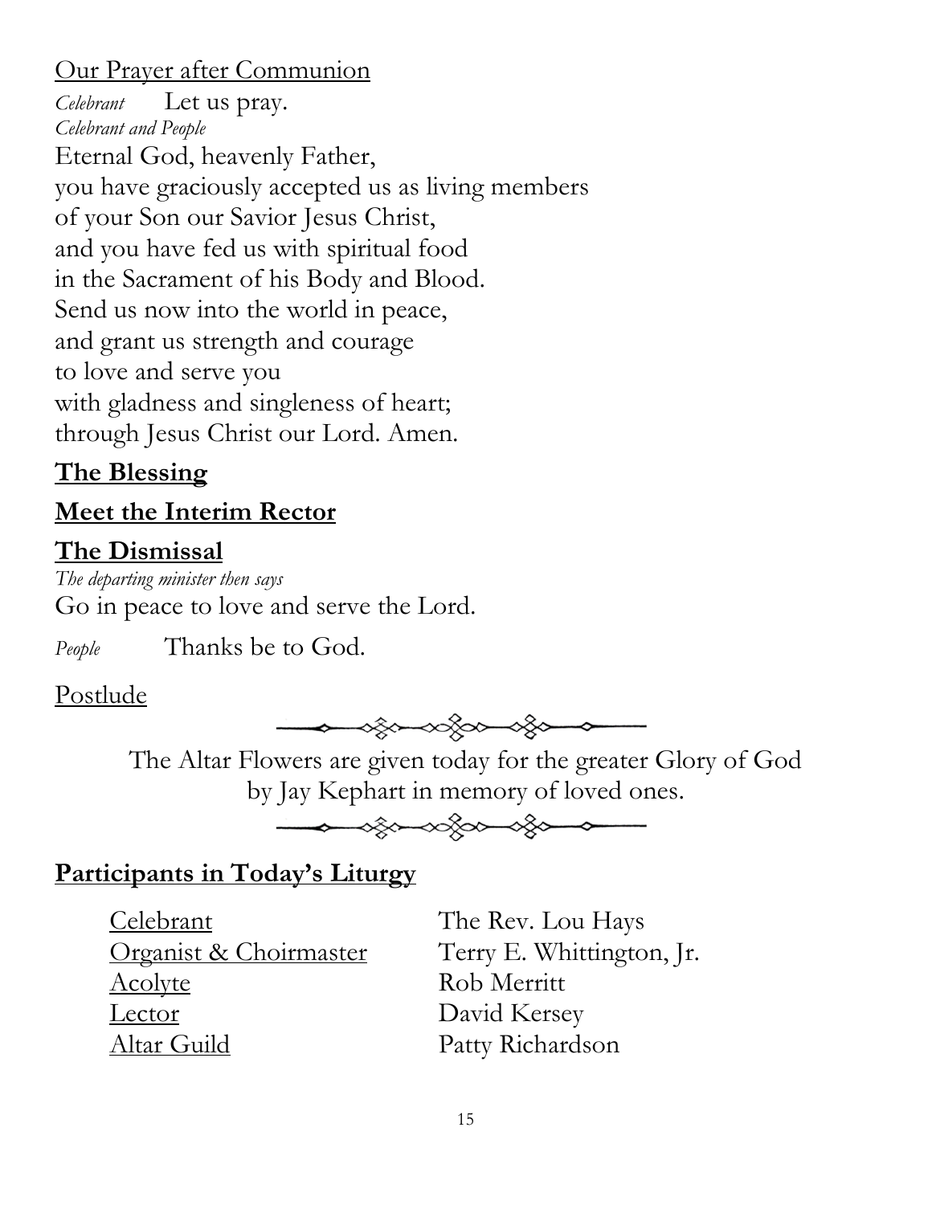Our Prayer after Communion

*Celebrant* Let us pray.

*Celebrant and People*

Eternal God, heavenly Father,
you have graciously accepted us as living members
of your Son our Savior Jesus Christ,
and you have fed us with spiritual food
in the Sacrament of his Body and Blood.
Send us now into the world in peace,
and grant us strength and courage
to love and serve you
with gladness and singleness of heart;
through Jesus Christ our Lord. Amen.

**The Blessing**

**Meet the Interim Rector**

**The Dismissal**

*The departing minister then says*

Go in peace to love and serve the Lord.

*People* Thanks be to God.

Postlude

The Altar Flowers are given today for the greater Glory of God by Jay Kephart in memory of loved ones.

**Participants in Today's Liturgy**

| | |
|---|---|
| Celebrant | The Rev. Lou Hays |
| Organist & Choirmaster | Terry E. Whittington, Jr. |
| Acolyte | Rob Merritt |
| Lector | David Kersey |
| Altar Guild | Patty Richardson |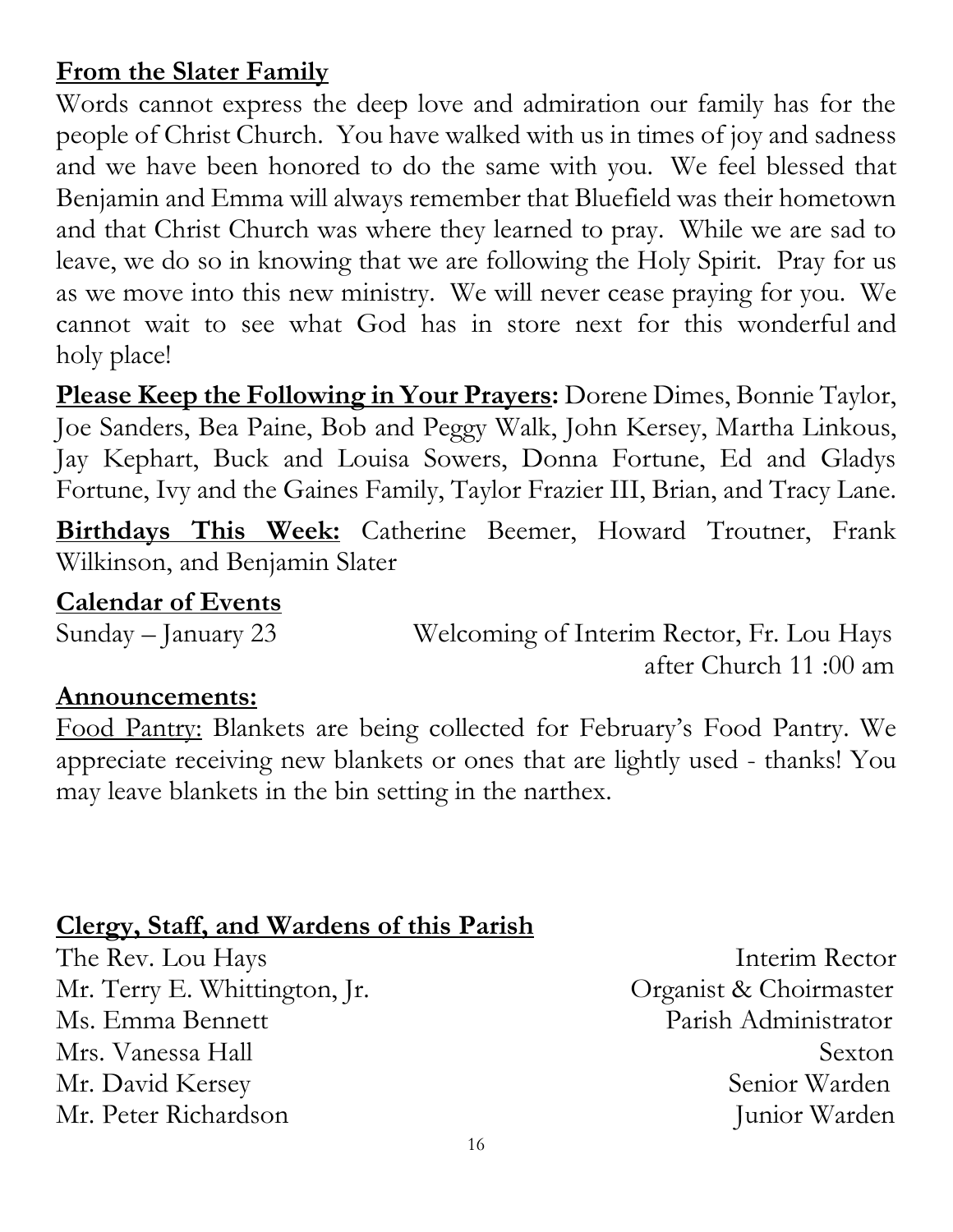## From the Slater Family

Words cannot express the deep love and admiration our family has for the people of Christ Church. You have walked with us in times of joy and sadness and we have been honored to do the same with you. We feel blessed that Benjamin and Emma will always remember that Bluefield was their hometown and that Christ Church was where they learned to pray. While we are sad to leave, we do so in knowing that we are following the Holy Spirit. Pray for us as we move into this new ministry. We will never cease praying for you. We cannot wait to see what God has in store next for this wonderful and holy place!

**Please Keep the Following in Your Prayers:** Dorene Dimes, Bonnie Taylor, Joe Sanders, Bea Paine, Bob and Peggy Walk, John Kersey, Martha Linkous, Jay Kephart, Buck and Louisa Sowers, Donna Fortune, Ed and Gladys Fortune, Ivy and the Gaines Family, Taylor Frazier III, Brian, and Tracy Lane.

**Birthdays This Week:** Catherine Beemer, Howard Troutner, Frank Wilkinson, and Benjamin Slater

## Calendar of Events

| | |
|---|---|
| Sunday – January 23 | Welcoming of Interim Rector, Fr. Lou Hays after Church 11 :00 am |

## Announcements:

Food Pantry: Blankets are being collected for February's Food Pantry. We appreciate receiving new blankets or ones that are lightly used - thanks! You may leave blankets in the bin setting in the narthex.

## Clergy, Staff, and Wardens of this Parish

| | |
|---|---|
| The Rev. Lou Hays | Interim Rector |
| Mr. Terry E. Whittington, Jr. | Organist & Choirmaster |
| Ms. Emma Bennett | Parish Administrator |
| Mrs. Vanessa Hall | Sexton |
| Mr. David Kersey | Senior Warden |
| Mr. Peter Richardson | Junior Warden |